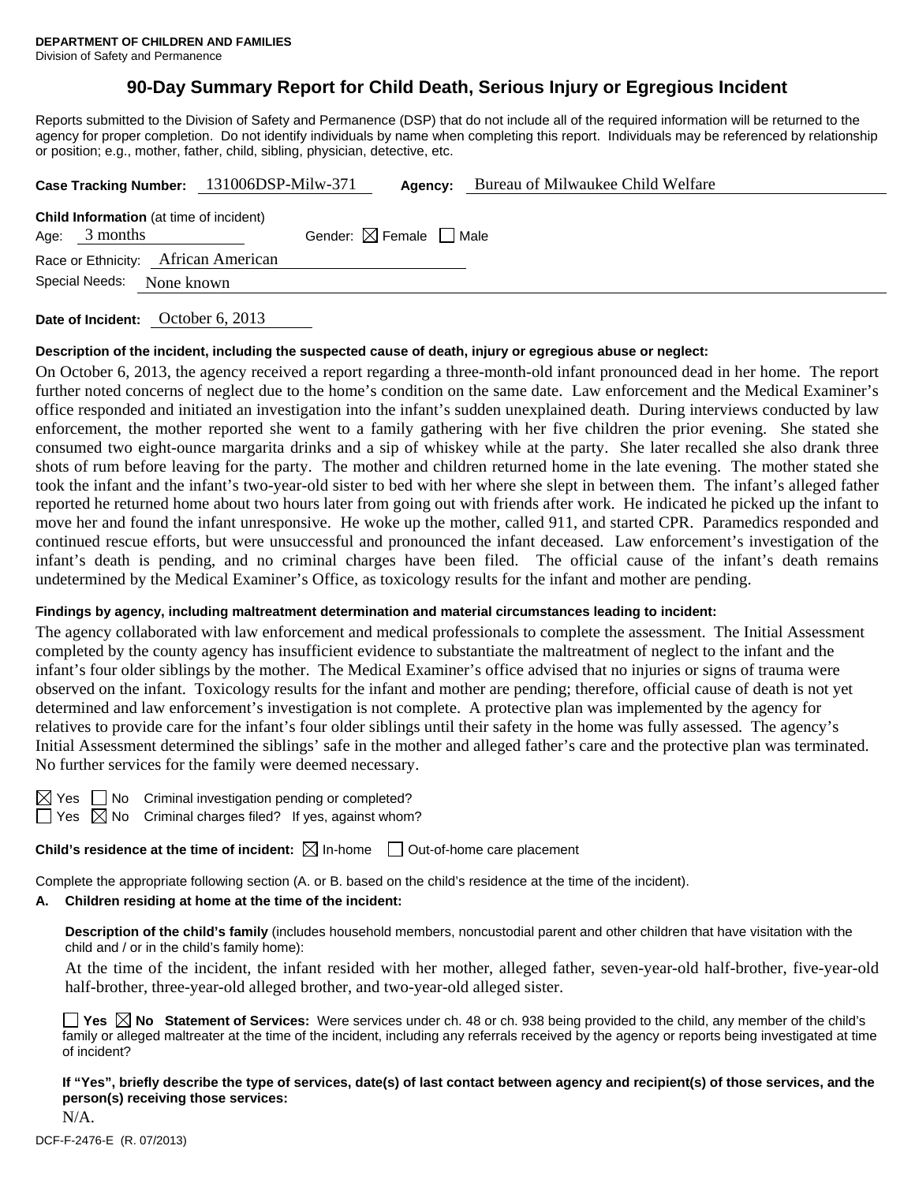**DEPARTMENT OF CHILDREN AND FAMILIES**
Division of Safety and Permanence

# 90-Day Summary Report for Child Death, Serious Injury or Egregious Incident

Reports submitted to the Division of Safety and Permanence (DSP) that do not include all of the required information will be returned to the agency for proper completion. Do not identify individuals by name when completing this report. Individuals may be referenced by relationship or position; e.g., mother, father, child, sibling, physician, detective, etc.

**Case Tracking Number:** 131006DSP-Milw-371 **Agency:** Bureau of Milwaukee Child Welfare

**Child Information** (at time of incident)
Age: 3 months Gender: ☒ Female ☐ Male
Race or Ethnicity: African American
Special Needs: None known

**Date of Incident:** October 6, 2013

**Description of the incident, including the suspected cause of death, injury or egregious abuse or neglect:**

On October 6, 2013, the agency received a report regarding a three-month-old infant pronounced dead in her home. The report further noted concerns of neglect due to the home's condition on the same date. Law enforcement and the Medical Examiner's office responded and initiated an investigation into the infant's sudden unexplained death. During interviews conducted by law enforcement, the mother reported she went to a family gathering with her five children the prior evening. She stated she consumed two eight-ounce margarita drinks and a sip of whiskey while at the party. She later recalled she also drank three shots of rum before leaving for the party. The mother and children returned home in the late evening. The mother stated she took the infant and the infant's two-year-old sister to bed with her where she slept in between them. The infant's alleged father reported he returned home about two hours later from going out with friends after work. He indicated he picked up the infant to move her and found the infant unresponsive. He woke up the mother, called 911, and started CPR. Paramedics responded and continued rescue efforts, but were unsuccessful and pronounced the infant deceased. Law enforcement's investigation of the infant's death is pending, and no criminal charges have been filed. The official cause of the infant's death remains undetermined by the Medical Examiner's Office, as toxicology results for the infant and mother are pending.

**Findings by agency, including maltreatment determination and material circumstances leading to incident:**

The agency collaborated with law enforcement and medical professionals to complete the assessment. The Initial Assessment completed by the county agency has insufficient evidence to substantiate the maltreatment of neglect to the infant and the infant's four older siblings by the mother. The Medical Examiner's office advised that no injuries or signs of trauma were observed on the infant. Toxicology results for the infant and mother are pending; therefore, official cause of death is not yet determined and law enforcement's investigation is not complete. A protective plan was implemented by the agency for relatives to provide care for the infant's four older siblings until their safety in the home was fully assessed. The agency's Initial Assessment determined the siblings' safe in the mother and alleged father's care and the protective plan was terminated. No further services for the family were deemed necessary.

☒ Yes ☐ No Criminal investigation pending or completed?
☐ Yes ☒ No Criminal charges filed? If yes, against whom?

**Child's residence at the time of incident:** ☒ In-home ☐ Out-of-home care placement

Complete the appropriate following section (A. or B. based on the child's residence at the time of the incident).

**A. Children residing at home at the time of the incident:**

**Description of the child's family** (includes household members, noncustodial parent and other children that have visitation with the child and / or in the child's family home):

At the time of the incident, the infant resided with her mother, alleged father, seven-year-old half-brother, five-year-old half-brother, three-year-old alleged brother, and two-year-old alleged sister.

☐ **Yes** ☒ **No Statement of Services:** Were services under ch. 48 or ch. 938 being provided to the child, any member of the child's family or alleged maltreater at the time of the incident, including any referrals received by the agency or reports being investigated at time of incident?

**If "Yes", briefly describe the type of services, date(s) of last contact between agency and recipient(s) of those services, and the person(s) receiving those services:**

N/A.

DCF-F-2476-E (R. 07/2013)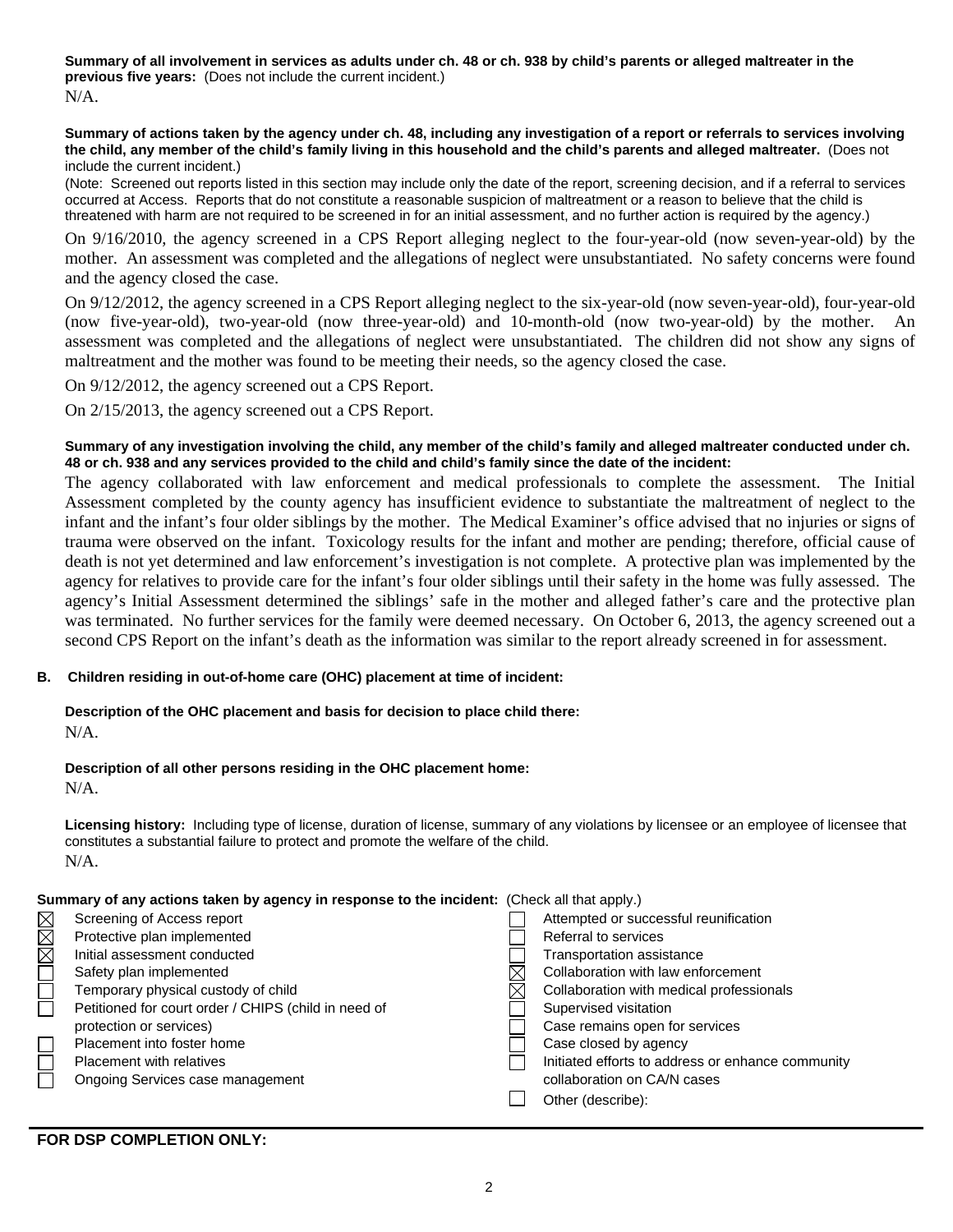**Summary of all involvement in services as adults under ch. 48 or ch. 938 by child's parents or alleged maltreater in the previous five years:** (Does not include the current incident.)

N/A.

**Summary of actions taken by the agency under ch. 48, including any investigation of a report or referrals to services involving the child, any member of the child's family living in this household and the child's parents and alleged maltreater.** (Does not include the current incident.)

(Note: Screened out reports listed in this section may include only the date of the report, screening decision, and if a referral to services occurred at Access. Reports that do not constitute a reasonable suspicion of maltreatment or a reason to believe that the child is threatened with harm are not required to be screened in for an initial assessment, and no further action is required by the agency.)

On 9/16/2010, the agency screened in a CPS Report alleging neglect to the four-year-old (now seven-year-old) by the mother. An assessment was completed and the allegations of neglect were unsubstantiated. No safety concerns were found and the agency closed the case.

On 9/12/2012, the agency screened in a CPS Report alleging neglect to the six-year-old (now seven-year-old), four-year-old (now five-year-old), two-year-old (now three-year-old) and 10-month-old (now two-year-old) by the mother. An assessment was completed and the allegations of neglect were unsubstantiated. The children did not show any signs of maltreatment and the mother was found to be meeting their needs, so the agency closed the case.

On 9/12/2012, the agency screened out a CPS Report.

On 2/15/2013, the agency screened out a CPS Report.

**Summary of any investigation involving the child, any member of the child's family and alleged maltreater conducted under ch. 48 or ch. 938 and any services provided to the child and child's family since the date of the incident:**

The agency collaborated with law enforcement and medical professionals to complete the assessment. The Initial Assessment completed by the county agency has insufficient evidence to substantiate the maltreatment of neglect to the infant and the infant's four older siblings by the mother. The Medical Examiner's office advised that no injuries or signs of trauma were observed on the infant. Toxicology results for the infant and mother are pending; therefore, official cause of death is not yet determined and law enforcement's investigation is not complete. A protective plan was implemented by the agency for relatives to provide care for the infant's four older siblings until their safety in the home was fully assessed. The agency's Initial Assessment determined the siblings' safe in the mother and alleged father's care and the protective plan was terminated. No further services for the family were deemed necessary. On October 6, 2013, the agency screened out a second CPS Report on the infant's death as the information was similar to the report already screened in for assessment.

**B. Children residing in out-of-home care (OHC) placement at time of incident:**

**Description of the OHC placement and basis for decision to place child there:**

N/A.

**Description of all other persons residing in the OHC placement home:**

N/A.

**Licensing history:** Including type of license, duration of license, summary of any violations by licensee or an employee of licensee that constitutes a substantial failure to protect and promote the welfare of the child.

N/A.

**Summary of any actions taken by agency in response to the incident:** (Check all that apply.)

- ☒ Screening of Access report
- ☒ Protective plan implemented
- ☒ Initial assessment conducted
- ☐ Safety plan implemented
- ☐ Temporary physical custody of child
- ☐ Petitioned for court order / CHIPS (child in need of protection or services)
- ☐ Placement into foster home
- ☐ Placement with relatives
- ☐ Ongoing Services case management
- ☐ Attempted or successful reunification
- ☐ Referral to services
- ☐ Transportation assistance
- ☒ Collaboration with law enforcement
- ☒ Collaboration with medical professionals
- ☐ Supervised visitation
- ☐ Case remains open for services
- ☐ Case closed by agency
- ☐ Initiated efforts to address or enhance community collaboration on CA/N cases
- ☐ Other (describe):

**FOR DSP COMPLETION ONLY:**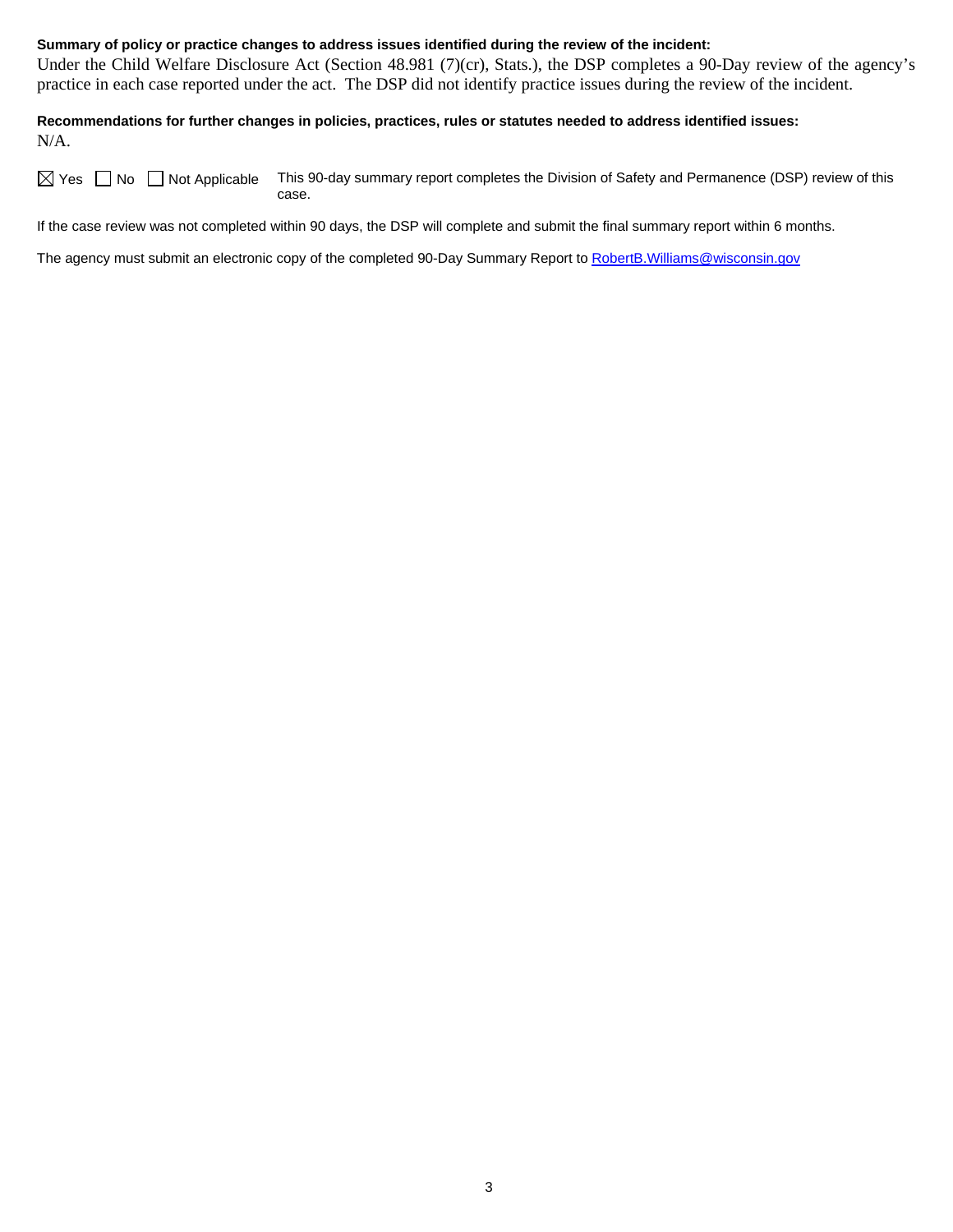**Summary of policy or practice changes to address issues identified during the review of the incident:**

Under the Child Welfare Disclosure Act (Section 48.981 (7)(cr), Stats.), the DSP completes a 90-Day review of the agency's practice in each case reported under the act. The DSP did not identify practice issues during the review of the incident.

**Recommendations for further changes in policies, practices, rules or statutes needed to address identified issues:**

N/A.

☒ Yes ☐ No ☐ Not Applicable This 90-day summary report completes the Division of Safety and Permanence (DSP) review of this case.

If the case review was not completed within 90 days, the DSP will complete and submit the final summary report within 6 months.

The agency must submit an electronic copy of the completed 90-Day Summary Report to RobertB.Williams@wisconsin.gov